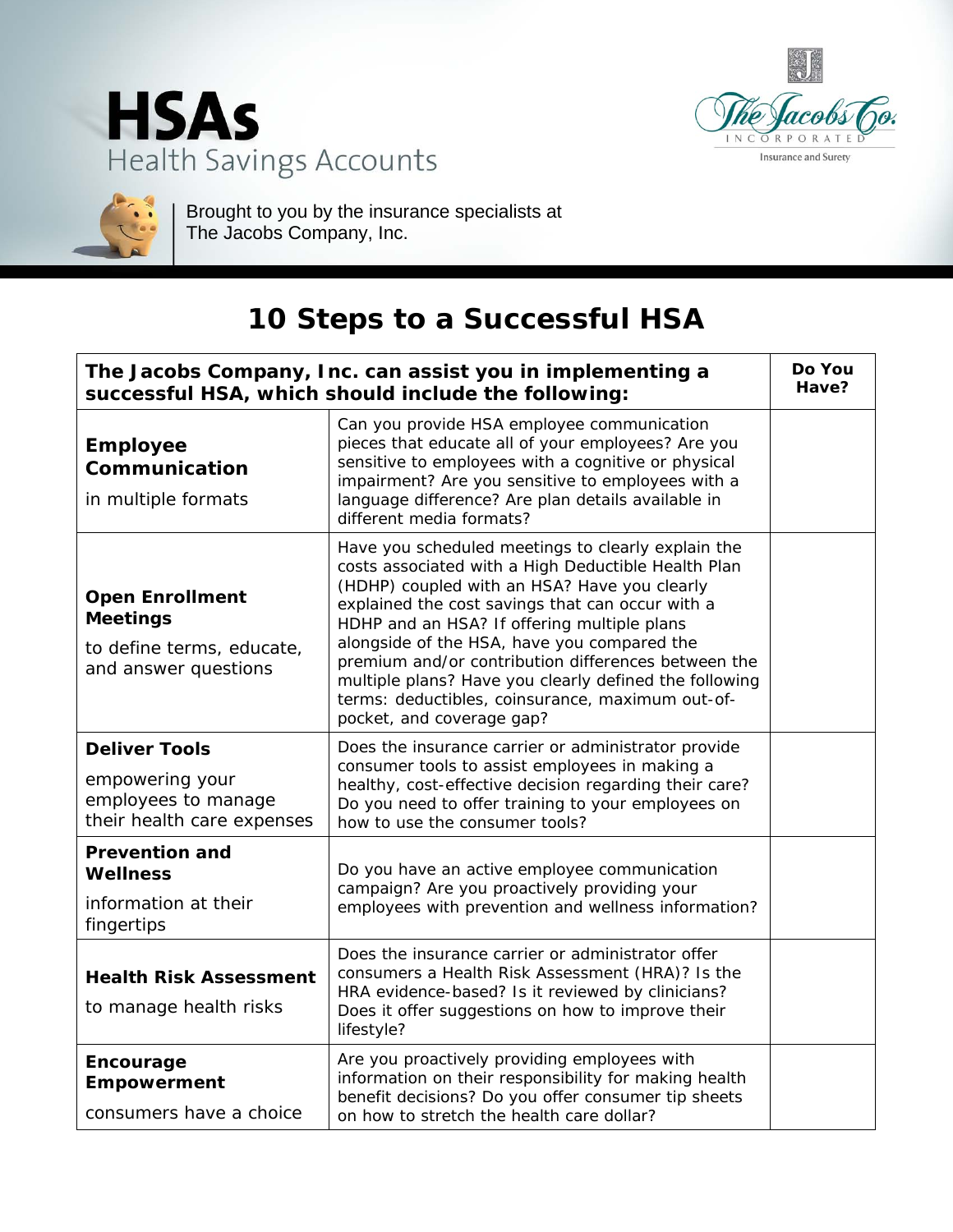# HSAs

## Health Savings Accounts

The Jacobs Co. Incorporated
Insurance and Surety

Brought to you by the insurance specialists at The Jacobs Company, Inc.

# 10 Steps to a Successful HSA

| The Jacobs Company, Inc. can assist you in implementing a successful HSA, which should include the following: | | Do You Have? |
|---|---|---|
| **Employee Communication** in multiple formats | Can you provide HSA employee communication pieces that educate all of your employees? Are you sensitive to employees with a cognitive or physical impairment? Are you sensitive to employees with a language difference? Are plan details available in different media formats? | |
| **Open Enrollment Meetings** to define terms, educate, and answer questions | Have you scheduled meetings to clearly explain the costs associated with a High Deductible Health Plan (HDHP) coupled with an HSA? Have you clearly explained the cost savings that can occur with a HDHP and an HSA? If offering multiple plans alongside of the HSA, have you compared the premium and/or contribution differences between the multiple plans? Have you clearly defined the following terms: deductibles, coinsurance, maximum out-of-pocket, and coverage gap? | |
| **Deliver Tools** empowering your employees to manage their health care expenses | Does the insurance carrier or administrator provide consumer tools to assist employees in making a healthy, cost-effective decision regarding their care? Do you need to offer training to your employees on how to use the consumer tools? | |
| **Prevention and Wellness** information at their fingertips | Do you have an active employee communication campaign? Are you proactively providing your employees with prevention and wellness information? | |
| **Health Risk Assessment** to manage health risks | Does the insurance carrier or administrator offer consumers a Health Risk Assessment (HRA)? Is the HRA evidence-based? Is it reviewed by clinicians? Does it offer suggestions on how to improve their lifestyle? | |
| **Encourage Empowerment** consumers have a choice | Are you proactively providing employees with information on their responsibility for making health benefit decisions? Do you offer consumer tip sheets on how to stretch the health care dollar? | |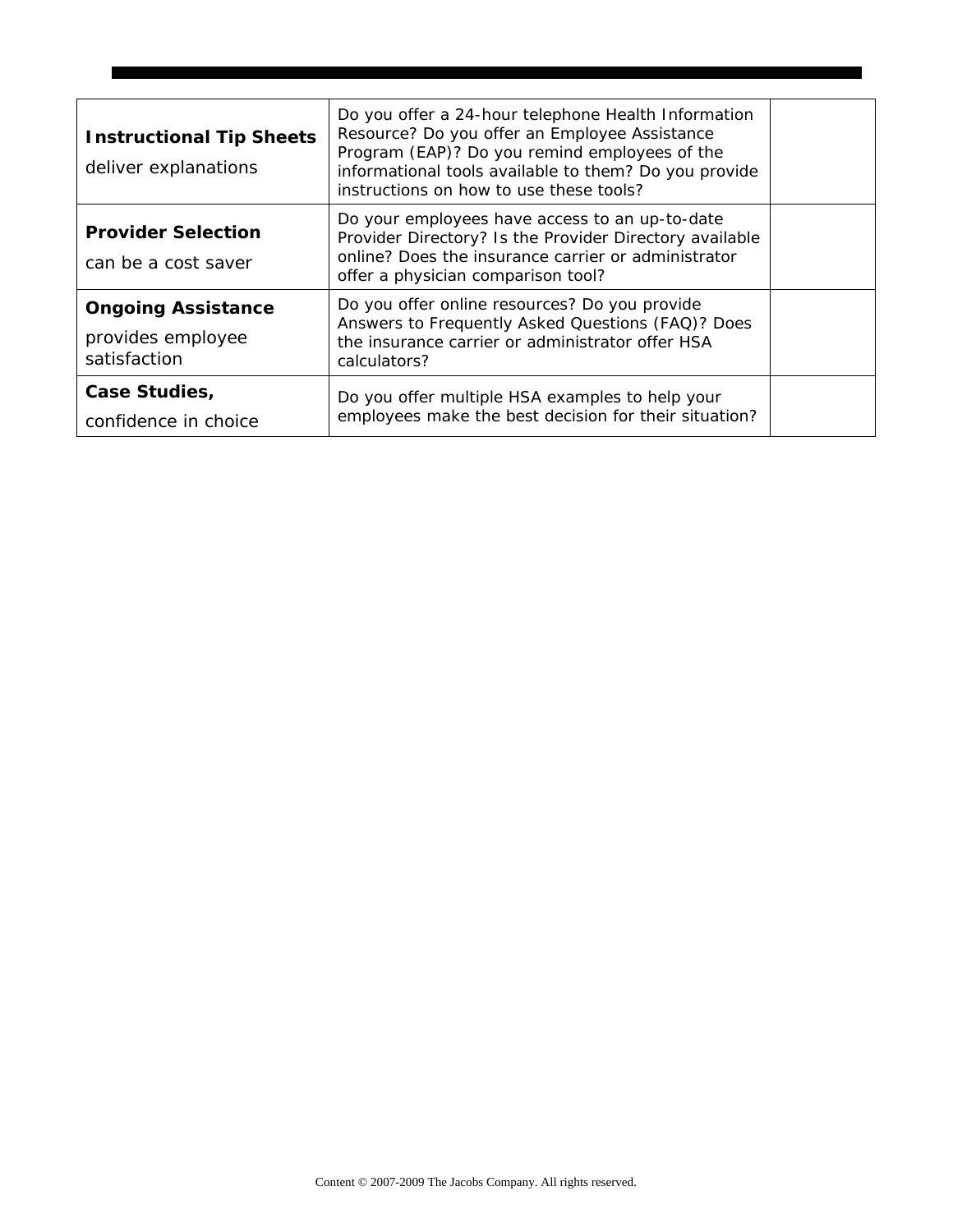| | | |
|---|---|---|
| **Instructional Tip Sheets** deliver explanations | Do you offer a 24-hour telephone Health Information Resource? Do you offer an Employee Assistance Program (EAP)? Do you remind employees of the informational tools available to them? Do you provide instructions on how to use these tools? | |
| **Provider Selection** can be a cost saver | Do your employees have access to an up-to-date Provider Directory? Is the Provider Directory available online? Does the insurance carrier or administrator offer a physician comparison tool? | |
| **Ongoing Assistance** provides employee satisfaction | Do you offer online resources? Do you provide Answers to Frequently Asked Questions (FAQ)? Does the insurance carrier or administrator offer HSA calculators? | |
| **Case Studies,** confidence in choice | Do you offer multiple HSA examples to help your employees make the best decision for their situation? | |

Content © 2007-2009 The Jacobs Company. All rights reserved.